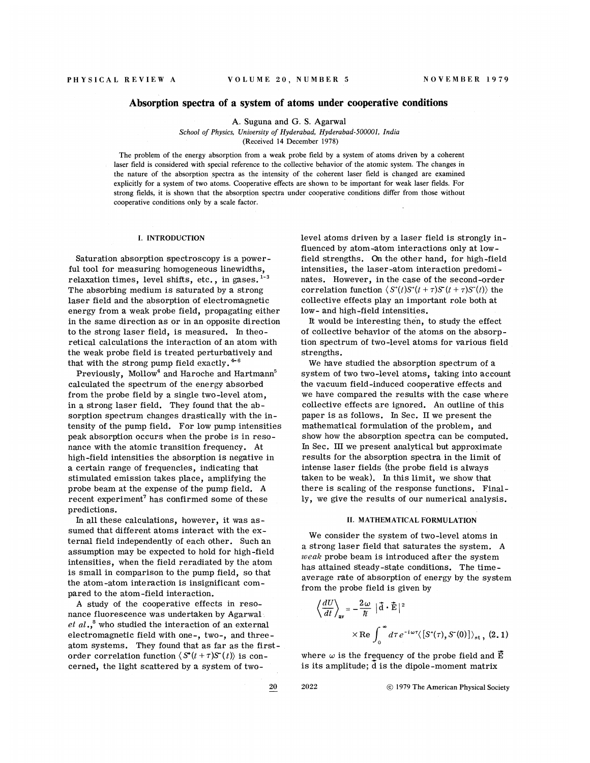# Absorption spectra of a system of atoms under cooperative conditions

A. Suguna and G. S. Agarwal

*School of Physics, University of Hyderabad, Hyderabad-500001, India*

(Received 14 December 1978)

The problem of the energy absorption from a weak probe field by a system of atoms driven by a coherent laser field is considered with special reference to the collective behavior of the atomic system. The changes in the nature of the absorption spectra as the intensity of the coherent laser field is changed are examined explicitly for a system of two atoms. Cooperative effects are shown to be important for weak laser fields. For strong fields, it is shown that the absorption spectra under cooperative conditions differ from those without cooperative conditions only by a scale factor.

## I. INTRODUCTION

Saturation absorption spectroscopy is a powerful tool for measuring homogeneous linewidths, relaxation times, level shifts, etc., in gases.[1-3] The absorbing medium is saturated by a strong laser field and the absorption of electromagnetic energy from a weak probe field, propagating either in the same direction as or in an opposite direction to the strong laser field, is measured. In theoretical calculations the interaction of an atom with the weak probe field is treated perturbatively and that with the strong pump field exactly.[4-6]

Previously, Mollow[4] and Haroche and Hartmann[5] calculated the spectrum of the energy absorbed from the probe field by a single two-level atom, in a strong laser field. They found that the absorption spectrum changes drastically with the intensity of the pump field. For low pump intensities peak absorption occurs when the probe is in resonance with the atomic transition frequency. At high-field intensities the absorption is negative in a certain range of frequencies, indicating that stimulated emission takes place, amplifying the probe beam at the expense of the pump field. A recent experiment[7] has confirmed some of these predictions.

In all these calculations, however, it was assumed that different atoms interact with the external field independently of each other. Such an assumption may be expected to hold for high-field intensities, when the field reradiated by the atom is small in comparison to the pump field, so that the atom-atom interaction is insignificant compared to the atom-field interaction.

A study of the cooperative effects in resonance fluorescence was undertaken by Agarwal *et al.*,[8] who studied the interaction of an external electromagnetic field with one-, two-, and three-atom systems. They found that as far as the first-order correlation function $\langle S^{+}(t+\tau)S^{-}(t)\rangle$ is concerned, the light scattered by a system of two-level atoms driven by a laser field is strongly influenced by atom-atom interactions only at low-field strengths. On the other hand, for high-field intensities, the laser-atom interaction predominates. However, in the case of the second-order correlation function $\langle S^{+}(t)S^{+}(t+\tau)S^{-}(t+\tau)S^{-}(t)\rangle$ the collective effects play an important role both at low- and high-field intensities.

It would be interesting then, to study the effect of collective behavior of the atoms on the absorption spectrum of two-level atoms for various field strengths.

We have studied the absorption spectrum of a system of two two-level atoms, taking into account the vacuum field-induced cooperative effects and we have compared the results with the case where collective effects are ignored. An outline of this paper is as follows. In Sec. II we present the mathematical formulation of the problem, and show how the absorption spectra can be computed. In Sec. III we present analytical but approximate results for the absorption spectra in the limit of intense laser fields (the probe field is always taken to be weak). In this limit, we show that there is scaling of the response functions. Finally, we give the results of our numerical analysis.

## II. MATHEMATICAL FORMULATION

We consider the system of two-level atoms in a strong laser field that saturates the system. A *weak* probe beam is introduced after the system has attained steady-state conditions. The time-average rate of absorption of energy by the system from the probe field is given by

$$\left\langle \frac{dU}{dt} \right\rangle_{av} = -\frac{2\omega}{\hbar} |\vec{d}\cdot\vec{E}|^2 \times \mathrm{Re} \int_0^\infty d\tau\, e^{-i\omega\tau} \langle [S^{+}(\tau), S^{-}(0)] \rangle_{st}\,, \quad (2.1)$$

where $\omega$ is the frequency of the probe field and $\vec{E}$ is its amplitude; $\vec{d}$ is the dipole-moment matrix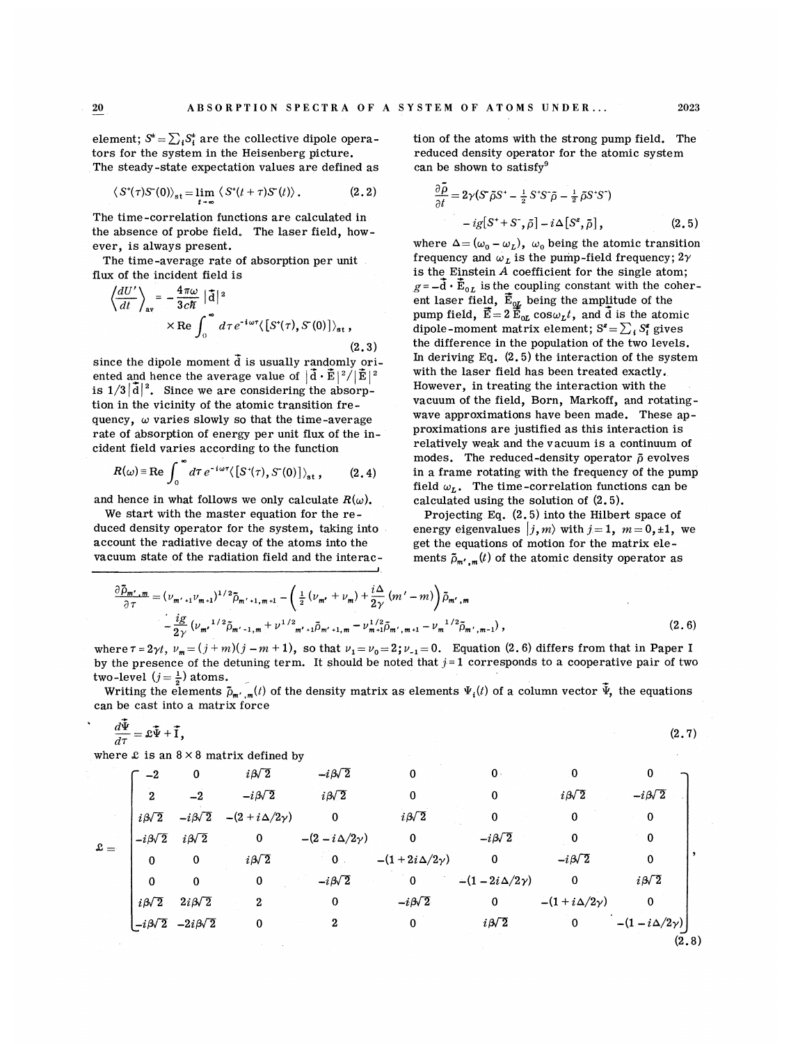element; $S^\pm = \sum_i S_i^\pm$ are the collective dipole operators for the system in the Heisenberg picture. The steady-state expectation values are defined as

$$\langle S^+(\tau)S^-(0)\rangle_{\rm st} = \lim_{t\to\infty} \langle S^+(t+\tau)S^-(t)\rangle . \qquad (2.2)$$

The time-correlation functions are calculated in the absence of probe field. The laser field, however, is always present.

The time-average rate of absorption per unit flux of the incident field is

$$\left\langle \frac{dU'}{dt}\right\rangle_{\rm av} = -\frac{4\pi\omega}{3c\hbar}|\vec{d}|^2 \times {\rm Re}\int_0^\infty d\tau\, e^{-i\omega\tau}\langle [S^+(\tau), S^-(0)]\rangle_{\rm st}, \qquad (2.3)$$

since the dipole moment $\vec{d}$ is usually randomly oriented and hence the average value of $|\vec{d}\cdot\vec{E}|^2/|\vec{E}|^2$ is $1/3|\vec{d}|^2$. Since we are considering the absorption in the vicinity of the atomic transition frequency, $\omega$ varies slowly so that the time-average rate of absorption of energy per unit flux of the incident field varies according to the function

$$R(\omega) \equiv {\rm Re}\int_0^\infty d\tau\, e^{-i\omega\tau}\langle [S^+(\tau), S^-(0)]\rangle_{\rm st}, \qquad (2.4)$$

and hence in what follows we only calculate $R(\omega)$.

We start with the master equation for the reduced density operator for the system, taking into account the radiative decay of the atoms into the vacuum state of the radiation field and the interaction of the atoms with the strong pump field. The reduced density operator for the atomic system can be shown to satisfy[9]

$$\frac{\partial\tilde{\rho}}{\partial t} = 2\gamma(S^-\tilde{\rho}S^+ - \tfrac{1}{2}S^+S^-\tilde{\rho} - \tfrac{1}{2}\tilde{\rho}S^+S^-) - ig[S^+ + S^-, \tilde{\rho}] - i\Delta[S^z, \tilde{\rho}], \qquad (2.5)$$

where $\Delta = (\omega_0 - \omega_L)$, $\omega_0$ being the atomic transition frequency and $\omega_L$ is the pump-field frequency; $2\gamma$ is the Einstein $A$ coefficient for the single atom; $g = -\vec{d}\cdot\vec{E}_{0L}$ is the coupling constant with the coherent laser field, $\vec{E}_{0L}$ being the amplitude of the pump field, $\vec{E} = 2\vec{E}_{0L}\cos\omega_L t$, and $\vec{d}$ is the atomic dipole-moment matrix element; $S^z = \sum_i S_i^z$ gives the difference in the population of the two levels. In deriving Eq. (2.5) the interaction of the system with the laser field has been treated exactly. However, in treating the interaction with the vacuum of the field, Born, Markoff, and rotating-wave approximations have been made. These approximations are justified as this interaction is relatively weak and the vacuum is a continuum of modes. The reduced-density operator $\tilde{\rho}$ evolves in a frame rotating with the frequency of the pump field $\omega_L$. The time-correlation functions can be calculated using the solution of (2.5).

Projecting Eq. (2.5) into the Hilbert space of energy eigenvalues $|j,m\rangle$ with $j=1$, $m=0,\pm1$, we get the equations of motion for the matrix elements $\tilde{\rho}_{m',m}(t)$ of the atomic density operator as

$$\frac{\partial\tilde{\rho}_{m',m}}{\partial\tau} = (\nu_{m'+1}\nu_{m+1})^{1/2}\tilde{\rho}_{m'+1,m+1} - \left(\tfrac{1}{2}(\nu_{m'}+\nu_m) + \frac{i\Delta}{2\gamma}(m'-m)\right)\tilde{\rho}_{m',m} - \frac{ig}{2\gamma}\left(\nu_{m'}^{1/2}\tilde{\rho}_{m'-1,m} + \nu_{m'+1}^{1/2}\tilde{\rho}_{m'+1,m} - \nu_{m+1}^{1/2}\tilde{\rho}_{m',m+1} - \nu_m^{1/2}\tilde{\rho}_{m',m-1}\right), \qquad (2.6)$$

where $\tau = 2\gamma t$, $\nu_m = (j+m)(j-m+1)$, so that $\nu_1 = \nu_0 = 2$; $\nu_{-1} = 0$. Equation (2.6) differs from that in Paper I by the presence of the detuning term. It should be noted that $j=1$ corresponds to a cooperative pair of two two-level ($j=\frac{1}{2}$) atoms.

Writing the elements $\tilde{\rho}_{m',m}(t)$ of the density matrix as elements $\Psi_i(t)$ of a column vector $\vec{\Psi}$, the equations can be cast into a matrix force

$$\frac{d\vec{\Psi}}{d\tau} = \mathfrak{L}\vec{\Psi} + \vec{I}, \qquad (2.7)$$

where $\mathfrak{L}$ is an $8\times 8$ matrix defined by

$$\mathfrak{L} = \begin{bmatrix} -2 & 0 & i\beta\sqrt{2} & -i\beta\sqrt{2} & 0 & 0 & 0 & 0 \\ 2 & -2 & -i\beta\sqrt{2} & i\beta\sqrt{2} & 0 & 0 & i\beta\sqrt{2} & -i\beta\sqrt{2} \\ i\beta\sqrt{2} & -i\beta\sqrt{2} & -(2+i\Delta/2\gamma) & 0 & i\beta\sqrt{2} & 0 & 0 & 0 \\ -i\beta\sqrt{2} & i\beta\sqrt{2} & 0 & -(2-i\Delta/2\gamma) & 0 & -i\beta\sqrt{2} & 0 & 0 \\ 0 & 0 & i\beta\sqrt{2} & 0 & -(1+2i\Delta/2\gamma) & 0 & -i\beta\sqrt{2} & 0 \\ 0 & 0 & 0 & -i\beta\sqrt{2} & 0 & -(1-2i\Delta/2\gamma) & 0 & i\beta\sqrt{2} \\ i\beta\sqrt{2} & 2i\beta\sqrt{2} & 2 & 0 & -i\beta\sqrt{2} & 0 & -(1+i\Delta/2\gamma) & 0 \\ -i\beta\sqrt{2} & -2i\beta\sqrt{2} & 0 & 2 & 0 & i\beta\sqrt{2} & 0 & -(1-i\Delta/2\gamma) \end{bmatrix}, \qquad (2.8)$$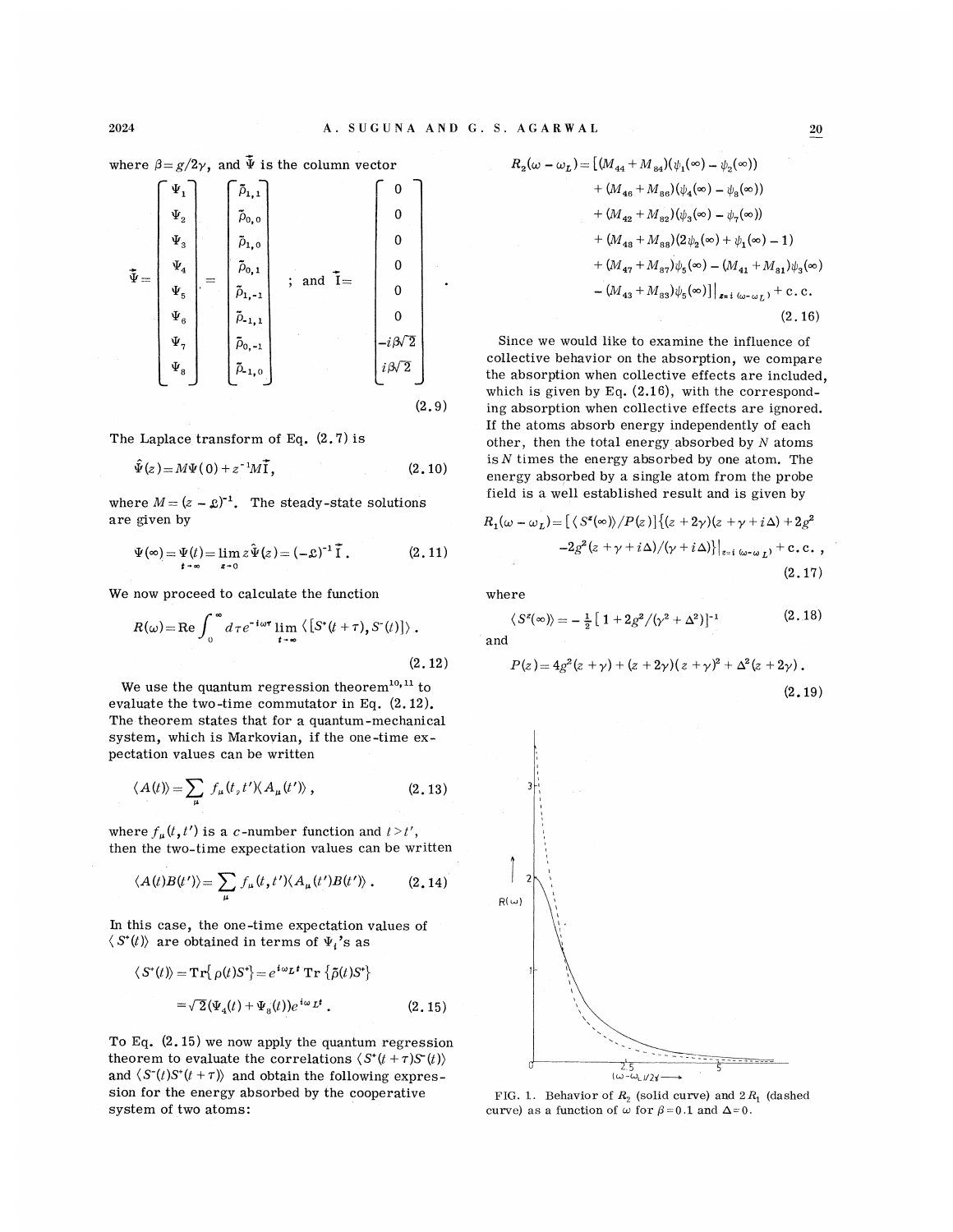where $\beta = g/2\gamma$, and $\vec{\Psi}$ is the column vector

$$\vec{\Psi} = \begin{bmatrix} \Psi_1 \\ \Psi_2 \\ \Psi_3 \\ \Psi_4 \\ \Psi_5 \\ \Psi_6 \\ \Psi_7 \\ \Psi_8 \end{bmatrix} = \begin{bmatrix} \tilde{\rho}_{1,1} \\ \tilde{\rho}_{0,0} \\ \tilde{\rho}_{1,0} \\ \tilde{\rho}_{0,1} \\ \tilde{\rho}_{1,-1} \\ \tilde{\rho}_{-1,1} \\ \tilde{\rho}_{0,-1} \\ \tilde{\rho}_{-1,0} \end{bmatrix} ; \text{ and } \vec{I} = \begin{bmatrix} 0 \\ 0 \\ 0 \\ 0 \\ 0 \\ 0 \\ -i\beta\sqrt{2} \\ i\beta\sqrt{2} \end{bmatrix} . \tag{2.9}$$

The Laplace transform of Eq. (2.7) is

$$\hat{\Psi}(z) = M\Psi(0) + z^{-1}M\vec{I}, \tag{2.10}$$

where $M = (z - \mathcal{L})^{-1}$. The steady-state solutions are given by

$$\Psi(\infty) = \Psi(t)_{t\to\infty} = \lim_{z\to 0} z\hat{\Psi}(z) = (-\mathcal{L})^{-1}\vec{I} . \tag{2.11}$$

We now proceed to calculate the function

$$R(\omega) = \mathrm{Re} \int_0^\infty d\tau e^{-i\omega\tau} \lim_{t\to\infty} \langle [S^+(t+\tau), S^-(t)] \rangle . \tag{2.12}$$

We use the quantum regression theorem[10,11] to evaluate the two-time commutator in Eq. (2.12). The theorem states that for a quantum-mechanical system, which is Markovian, if the one-time expectation values can be written

$$\langle A(t) \rangle = \sum_\mu f_\mu(t, t') \langle A_\mu(t') \rangle , \tag{2.13}$$

where $f_\mu(t,t')$ is a $c$-number function and $t > t'$, then the two-time expectation values can be written

$$\langle A(t)B(t') \rangle = \sum_\mu f_\mu(t,t') \langle A_\mu(t')B(t') \rangle . \tag{2.14}$$

In this case, the one-time expectation values of $\langle S^+(t) \rangle$ are obtained in terms of $\Psi_i$'s as

$$\langle S^+(t) \rangle = \mathrm{Tr}\{\rho(t)S^+\} = e^{i\omega_L t}\, \mathrm{Tr}\{\tilde{\rho}(t)S^+\} = \sqrt{2}(\Psi_4(t) + \Psi_8(t))e^{i\omega_L t} . \tag{2.15}$$

To Eq. (2.15) we now apply the quantum regression theorem to evaluate the correlations $\langle S^+(t+\tau)S^-(t)\rangle$ and $\langle S^-(t)S^+(t+\tau)\rangle$ and obtain the following expression for the energy absorbed by the cooperative system of two atoms:

$$\begin{aligned} R_2(\omega - \omega_L) = \big[ &(M_{44} + M_{84})(\psi_1(\infty) - \psi_2(\infty)) \\ &+ (M_{46} + M_{86})(\psi_4(\infty) - \psi_8(\infty)) \\ &+ (M_{42} + M_{82})(\psi_3(\infty) - \psi_7(\infty)) \\ &+ (M_{48} + M_{88})(2\psi_2(\infty) + \psi_1(\infty) - 1) \\ &+ (M_{47} + M_{87})\psi_5(\infty) - (M_{41} + M_{81})\psi_3(\infty) \\ &- (M_{43} + M_{83})\psi_5(\infty)\big]\big|_{z = i(\omega - \omega_L)} + \text{c.c.} \end{aligned} \tag{2.16}$$

Since we would like to examine the influence of collective behavior on the absorption, we compare the absorption when collective effects are included, which is given by Eq. (2.16), with the corresponding absorption when collective effects are ignored. If the atoms absorb energy independently of each other, then the total energy absorbed by $N$ atoms is $N$ times the energy absorbed by one atom. The energy absorbed by a single atom from the probe field is a well established result and is given by

$$R_1(\omega - \omega_L) = [\langle S^z(\infty)\rangle / P(z)]\{(z + 2\gamma)(z + \gamma + i\Delta) + 2g^2 - 2g^2(z + \gamma + i\Delta)/(\gamma + i\Delta)\}\big|_{z = i(\omega - \omega_L)} + \text{c.c.} , \tag{2.17}$$

where

$$\langle S^z(\infty) \rangle = -\tfrac{1}{2}[1 + 2g^2/(\gamma^2 + \Delta^2)]^{-1} \tag{2.18}$$

and

$$P(z) = 4g^2(z + \gamma) + (z + 2\gamma)(z + \gamma)^2 + \Delta^2(z + 2\gamma) . \tag{2.19}$$

FIG. 1. Behavior of $R_2$ (solid curve) and $2R_1$ (dashed curve) as a function of $\omega$ for $\beta = 0.1$ and $\Delta = 0$.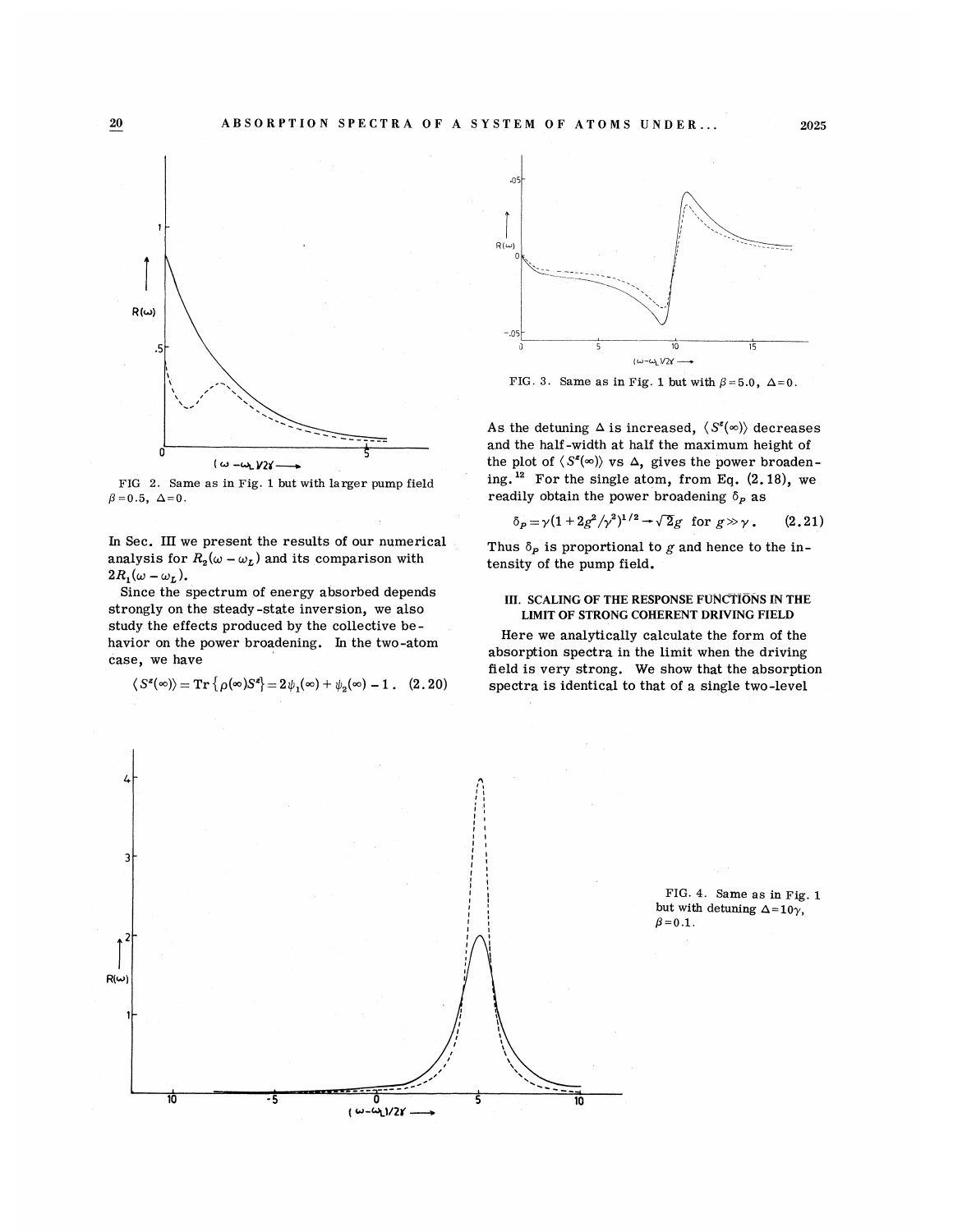FIG 2. Same as in Fig. 1 but with larger pump field $\beta = 0.5$, $\Delta = 0$.

FIG. 3. Same as in Fig. 1 but with $\beta = 5.0$, $\Delta = 0$.

In Sec. III we present the results of our numerical analysis for $R_2(\omega - \omega_L)$ and its comparison with $2R_1(\omega - \omega_L)$.

Since the spectrum of energy absorbed depends strongly on the steady-state inversion, we also study the effects produced by the collective behavior on the power broadening. In the two-atom case, we have

$$\langle S^z(\infty)\rangle = \mathrm{Tr}\{\rho(\infty)S^z\} = 2\psi_1(\infty) + \psi_2(\infty) - 1 \,. \quad (2.20)$$

As the detuning $\Delta$ is increased, $\langle S^z(\infty)\rangle$ decreases and the half-width at half the maximum height of the plot of $\langle S^z(\infty)\rangle$ vs $\Delta$, gives the power broadening.[12] For the single atom, from Eq. (2.18), we readily obtain the power broadening $\delta_P$ as

$$\delta_P = \gamma(1 + 2g^2/\gamma^2)^{1/2} \to \sqrt{2}g \quad \text{for } g \gg \gamma \,. \quad (2.21)$$

Thus $\delta_P$ is proportional to $g$ and hence to the intensity of the pump field.

## III. SCALING OF THE RESPONSE FUNCTIONS IN THE LIMIT OF STRONG COHERENT DRIVING FIELD

Here we analytically calculate the form of the absorption spectra in the limit when the driving field is very strong. We show that the absorption spectra is identical to that of a single two-level

FIG. 4. Same as in Fig. 1 but with detuning $\Delta = 10\gamma$, $\beta = 0.1$.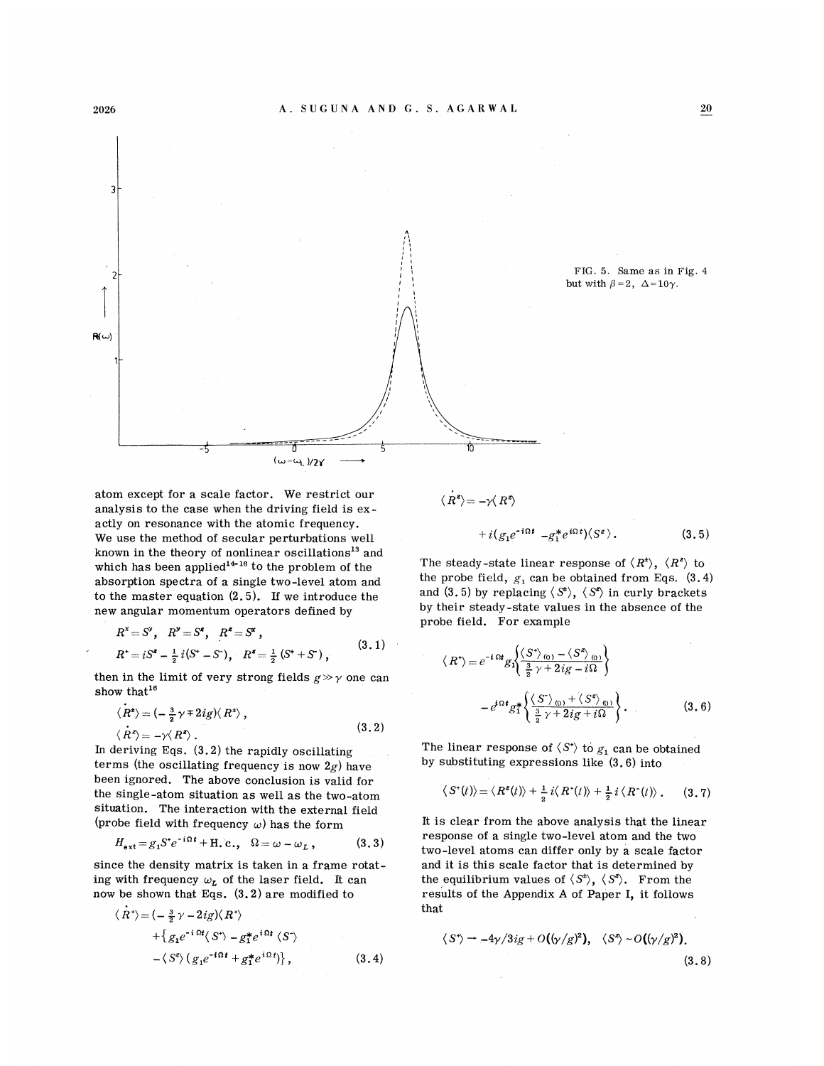FIG. 5. Same as in Fig. 4 but with $\beta=2$, $\Delta=10\gamma$.

atom except for a scale factor. We restrict our analysis to the case when the driving field is exactly on resonance with the atomic frequency.

We use the method of secular perturbations well known in the theory of nonlinear oscillations[13] and which has been applied[14-16] to the problem of the absorption spectra of a single two-level atom and to the master equation (2.5). If we introduce the new angular momentum operators defined by

$$R^x = S^y, \quad R^y = S^z, \quad R^z = S^x,$$
$$R^+ = iS^z - \tfrac{1}{2}i(S^+ - S^-), \quad R^z = \tfrac{1}{2}(S^+ + S^-), \tag{3.1}$$

then in the limit of very strong fields $g \gg \gamma$ one can show that[16]

$$\langle \dot{R}^{\pm} \rangle = (-\tfrac{3}{2}\gamma \mp 2ig)\langle R^{\pm} \rangle,$$
$$\langle \dot{R}^z \rangle = -\gamma \langle R^z \rangle. \tag{3.2}$$

In deriving Eqs. (3.2) the rapidly oscillating terms (the oscillating frequency is now $2g$) have been ignored. The above conclusion is valid for the single-atom situation as well as the two-atom situation. The interaction with the external field (probe field with frequency $\omega$) has the form

$$H_{\text{ext}} = g_1 S^+ e^{-i\Omega t} + \text{H.c.}, \quad \Omega = \omega - \omega_L, \tag{3.3}$$

since the density matrix is taken in a frame rotating with frequency $\omega_L$ of the laser field. It can now be shown that Eqs. (3.2) are modified to

$$\langle \dot{R}^+ \rangle = (-\tfrac{3}{2}\gamma - 2ig)\langle R^+ \rangle + \{g_1 e^{-i\Omega t}\langle S^+ \rangle - g_1^* e^{i\Omega t}\langle S^- \rangle - \langle S^z \rangle (g_1 e^{-i\Omega t} + g_1^* e^{i\Omega t})\}, \tag{3.4}$$

$$\langle \dot{R}^z \rangle = -\gamma \langle R^z \rangle + i(g_1 e^{-i\Omega t} - g_1^* e^{i\Omega t})\langle S^z \rangle. \tag{3.5}$$

The steady-state linear response of $\langle R^{\pm} \rangle$, $\langle R^z \rangle$ to the probe field, $g_1$ can be obtained from Eqs. (3.4) and (3.5) by replacing $\langle S^{\pm} \rangle$, $\langle S^z \rangle$ in curly brackets by their steady-state values in the absence of the probe field. For example

$$\langle R^+ \rangle = e^{-i\Omega t} g_1 \left\{ \frac{\langle S^+ \rangle_{(0)} - \langle S^z \rangle_{(0)}}{\tfrac{3}{2}\gamma + 2ig - i\Omega} \right\} - e^{i\Omega t} g_1^* \left\{ \frac{\langle S^- \rangle_{(0)} + \langle S^z \rangle_{(0)}}{\tfrac{3}{2}\gamma + 2ig + i\Omega} \right\}. \tag{3.6}$$

The linear response of $\langle S^+ \rangle$ to $g_1$ can be obtained by substituting expressions like (3.6) into

$$\langle S^+(t) \rangle = \langle R^z(t) \rangle + \tfrac{1}{2} i \langle R^+(t) \rangle + \tfrac{1}{2} i \langle R^-(t) \rangle. \tag{3.7}$$

It is clear from the above analysis that the linear response of a single two-level atom and the two two-level atoms can differ only by a scale factor and it is this scale factor that is determined by the equilibrium values of $\langle S^{\pm} \rangle$, $\langle S^z \rangle$. From the results of the Appendix A of Paper I, it follows that

$$\langle S^+ \rangle \to -4\gamma/3ig + O((\gamma/g)^2), \quad \langle S^z \rangle \sim O((\gamma/g)^2). \tag{3.8}$$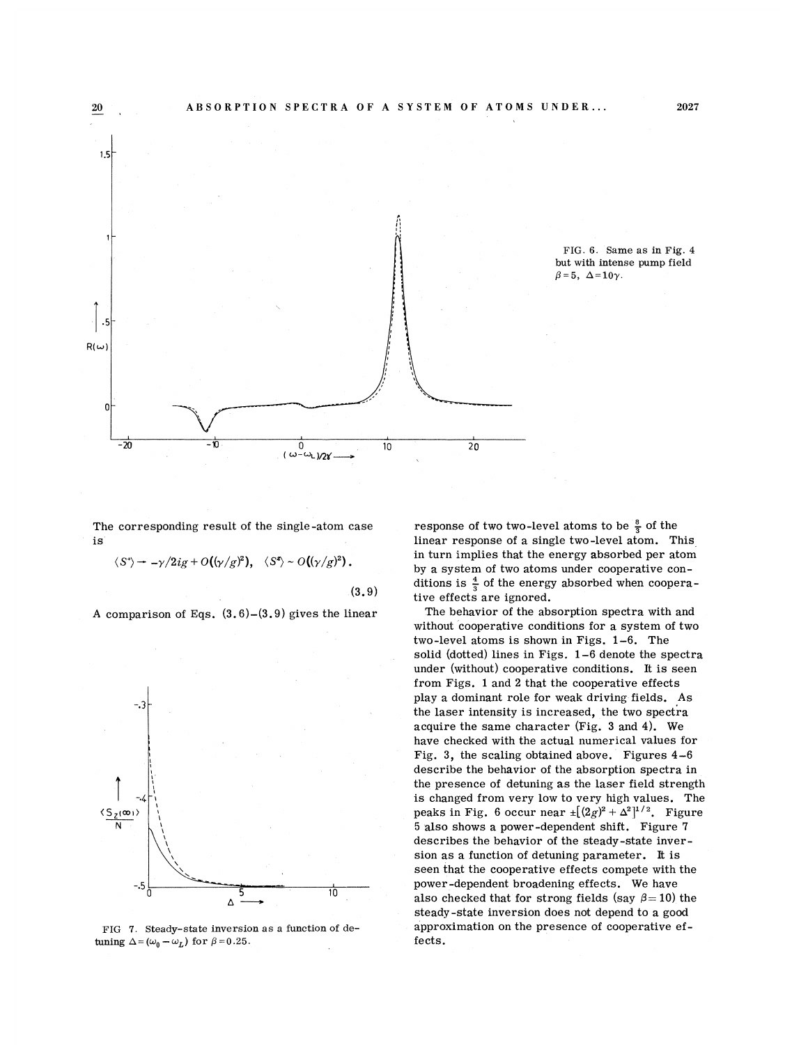FIG. 6. Same as in Fig. 4 but with intense pump field $\beta=5$, $\Delta=10\gamma$.

The corresponding result of the single-atom case is

$$\langle S^{+}\rangle \rightarrow -\gamma/2ig + O((\gamma/g)^2), \quad \langle S^{z}\rangle \sim O((\gamma/g)^2). \tag{3.9}$$

A comparison of Eqs. (3.6)–(3.9) gives the linear response of two two-level atoms to be $\frac{8}{3}$ of the linear response of a single two-level atom. This in turn implies that the energy absorbed per atom by a system of two atoms under cooperative conditions is $\frac{4}{3}$ of the energy absorbed when cooperative effects are ignored.

The behavior of the absorption spectra with and without cooperative conditions for a system of two two-level atoms is shown in Figs. 1–6. The solid (dotted) lines in Figs. 1–6 denote the spectra under (without) cooperative conditions. It is seen from Figs. 1 and 2 that the cooperative effects play a dominant role for weak driving fields. As the laser intensity is increased, the two spectra acquire the same character (Fig. 3 and 4). We have checked with the actual numerical values for Fig. 3, the scaling obtained above. Figures 4–6 describe the behavior of the absorption spectra in the presence of detuning as the laser field strength is changed from very low to very high values. The peaks in Fig. 6 occur near $\pm[(2g)^2+\Delta^2]^{1/2}$. Figure 5 also shows a power-dependent shift. Figure 7 describes the behavior of the steady-state inversion as a function of detuning parameter. It is seen that the cooperative effects compete with the power-dependent broadening effects. We have also checked that for strong fields (say $\beta=10$) the steady-state inversion does not depend to a good approximation on the presence of cooperative effects.

FIG 7. Steady-state inversion as a function of detuning $\Delta=(\omega_0-\omega_L)$ for $\beta=0.25$.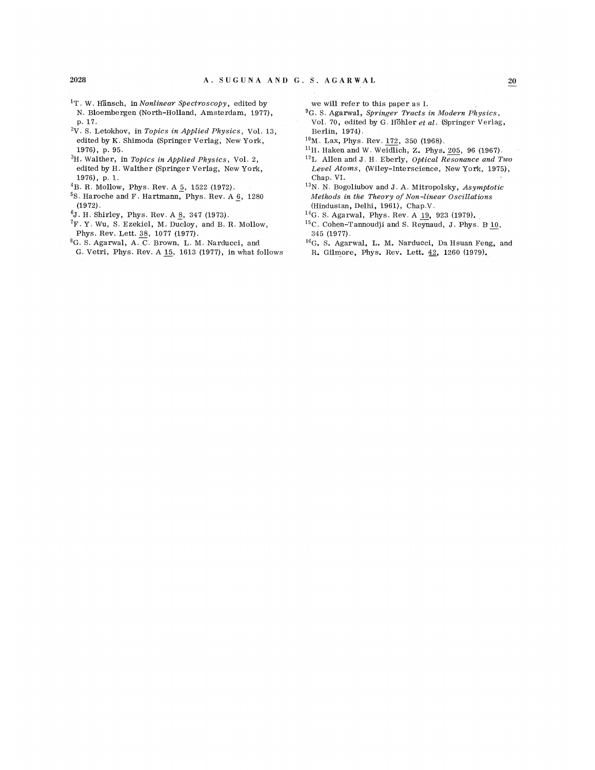[1]T. W. Hänsch, in *Nonlinear Spectroscopy*, edited by N. Bloembergen (North-Holland, Amsterdam, 1977), p. 17.

[2]V. S. Letokhov, in *Topics in Applied Physics*, Vol. 13, edited by K. Shimoda (Springer Verlag, New York, 1976), p. 95.

[3]H. Walther, in *Topics in Applied Physics*, Vol. 2, edited by H. Walther (Springer Verlag, New York, 1976), p. 1.

[4]B. R. Mollow, Phys. Rev. A 5, 1522 (1972).

[5]S. Haroche and F. Hartmann, Phys. Rev. A 6, 1280 (1972).

[6]J. H. Shirley, Phys. Rev. A 8, 347 (1973).

[7]F. Y. Wu, S. Ezekiel, M. Ducloy, and B. R. Mollow, Phys. Rev. Lett. 38, 1077 (1977).

[8]G. S. Agarwal, A. C. Brown, L. M. Narducci, and G. Vetri, Phys. Rev. A 15, 1613 (1977), in what follows we will refer to this paper as I.

[9]G. S. Agarwal, *Springer Tracts in Modern Physics*, Vol. 70, edited by G. Höhler *et al.* (Springer Verlag, Berlin, 1974).

[10]M. Lax, Phys. Rev. 172, 350 (1968).

[11]H. Haken and W. Weidlich, Z. Phys. 205, 96 (1967).

[12]L Allen and J. H. Eberly, *Optical Resonance and Two Level Atoms*, (Wiley-Interscience, New York, 1975), Chap. VI.

[13]N. N. Bogoliubov and J. A. Mitropolsky, *Asymptotic Methods in the Theory of Non-linear Oscillations* (Hindustan, Delhi, 1961), Chap.V.

[14]G. S. Agarwal, Phys. Rev. A 19, 923 (1979).

[15]C. Cohen-Tannoudji and S. Reynaud, J. Phys. B 10, 345 (1977).

[16]G. S. Agarwal, L. M. Narducci, Da Hsuan Feng, and R. Gilmore, Phys. Rev. Lett. 42, 1260 (1979).